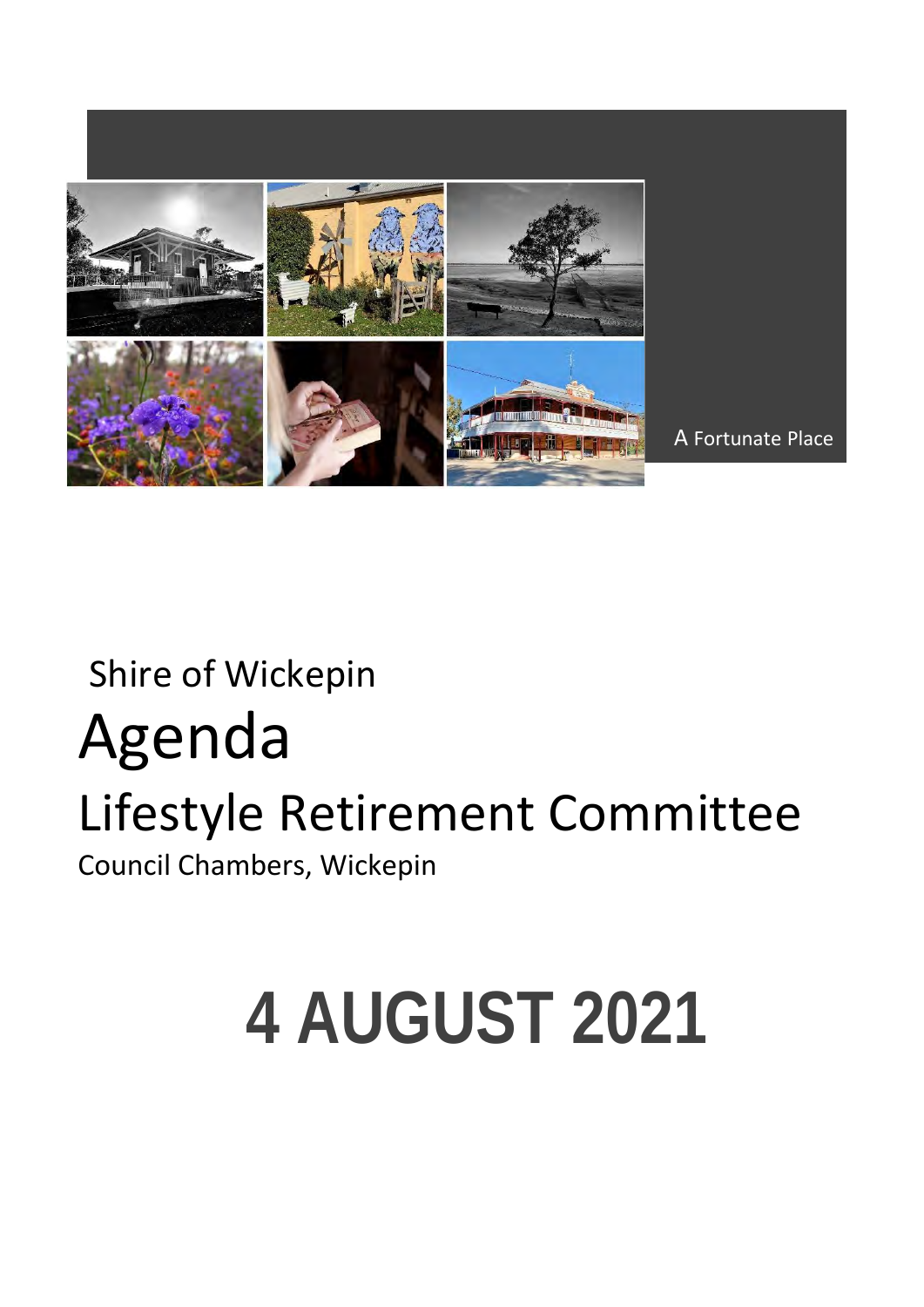A Fortunate Place

Shire of Wickepin

# Agenda

## Lifestyle Retirement Committee

Council Chambers, Wickepin

# 4 AUGUST 2021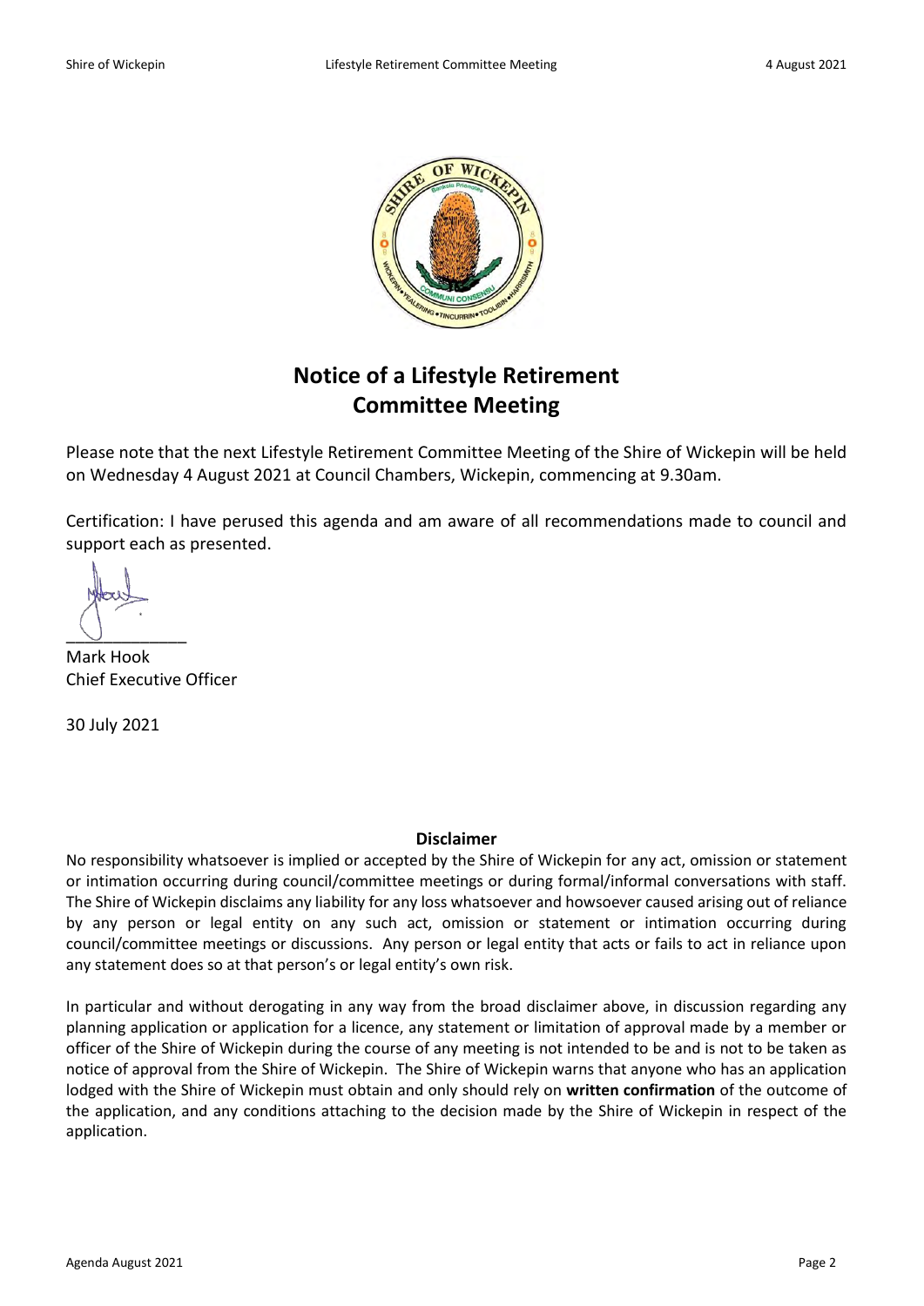# Notice of a Lifestyle Retirement Committee Meeting

Please note that the next Lifestyle Retirement Committee Meeting of the Shire of Wickepin will be held on Wednesday 4 August 2021 at Council Chambers, Wickepin, commencing at 9.30am.

Certification: I have perused this agenda and am aware of all recommendations made to council and support each as presented.

\_\_\_\_\_\_\_\_\_\_\_\_\_\_
Mark Hook
Chief Executive Officer

30 July 2021

**Disclaimer**

No responsibility whatsoever is implied or accepted by the Shire of Wickepin for any act, omission or statement or intimation occurring during council/committee meetings or during formal/informal conversations with staff. The Shire of Wickepin disclaims any liability for any loss whatsoever and howsoever caused arising out of reliance by any person or legal entity on any such act, omission or statement or intimation occurring during council/committee meetings or discussions. Any person or legal entity that acts or fails to act in reliance upon any statement does so at that person's or legal entity's own risk.

In particular and without derogating in any way from the broad disclaimer above, in discussion regarding any planning application or application for a licence, any statement or limitation of approval made by a member or officer of the Shire of Wickepin during the course of any meeting is not intended to be and is not to be taken as notice of approval from the Shire of Wickepin. The Shire of Wickepin warns that anyone who has an application lodged with the Shire of Wickepin must obtain and only should rely on **written confirmation** of the outcome of the application, and any conditions attaching to the decision made by the Shire of Wickepin in respect of the application.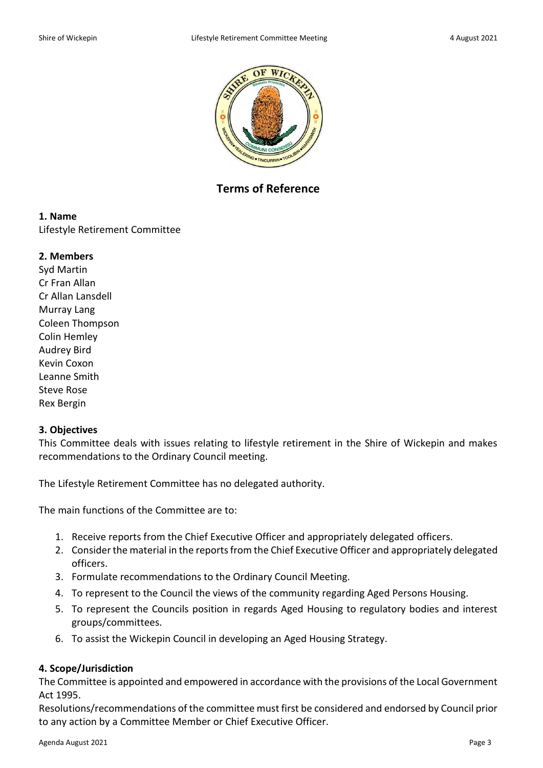# Terms of Reference

### 1. Name

Lifestyle Retirement Committee

### 2. Members

Syd Martin
Cr Fran Allan
Cr Allan Lansdell
Murray Lang
Coleen Thompson
Colin Hemley
Audrey Bird
Kevin Coxon
Leanne Smith
Steve Rose
Rex Bergin

### 3. Objectives

This Committee deals with issues relating to lifestyle retirement in the Shire of Wickepin and makes recommendations to the Ordinary Council meeting.

The Lifestyle Retirement Committee has no delegated authority.

The main functions of the Committee are to:

1. Receive reports from the Chief Executive Officer and appropriately delegated officers.
2. Consider the material in the reports from the Chief Executive Officer and appropriately delegated officers.
3. Formulate recommendations to the Ordinary Council Meeting.
4. To represent to the Council the views of the community regarding Aged Persons Housing.
5. To represent the Councils position in regards Aged Housing to regulatory bodies and interest groups/committees.
6. To assist the Wickepin Council in developing an Aged Housing Strategy.

### 4. Scope/Jurisdiction

The Committee is appointed and empowered in accordance with the provisions of the Local Government Act 1995.

Resolutions/recommendations of the committee must first be considered and endorsed by Council prior to any action by a Committee Member or Chief Executive Officer.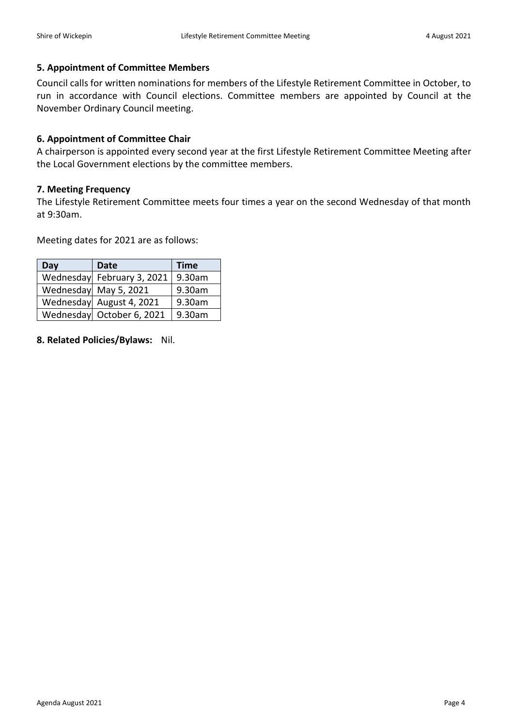### 5. Appointment of Committee Members

Council calls for written nominations for members of the Lifestyle Retirement Committee in October, to run in accordance with Council elections. Committee members are appointed by Council at the November Ordinary Council meeting.

### 6. Appointment of Committee Chair

A chairperson is appointed every second year at the first Lifestyle Retirement Committee Meeting after the Local Government elections by the committee members.

### 7. Meeting Frequency

The Lifestyle Retirement Committee meets four times a year on the second Wednesday of that month at 9:30am.

Meeting dates for 2021 are as follows:

| Day | Date | Time |
|---|---|---|
| Wednesday | February 3, 2021 | 9.30am |
| Wednesday | May 5, 2021 | 9.30am |
| Wednesday | August 4, 2021 | 9.30am |
| Wednesday | October 6, 2021 | 9.30am |

**8. Related Policies/Bylaws:** Nil.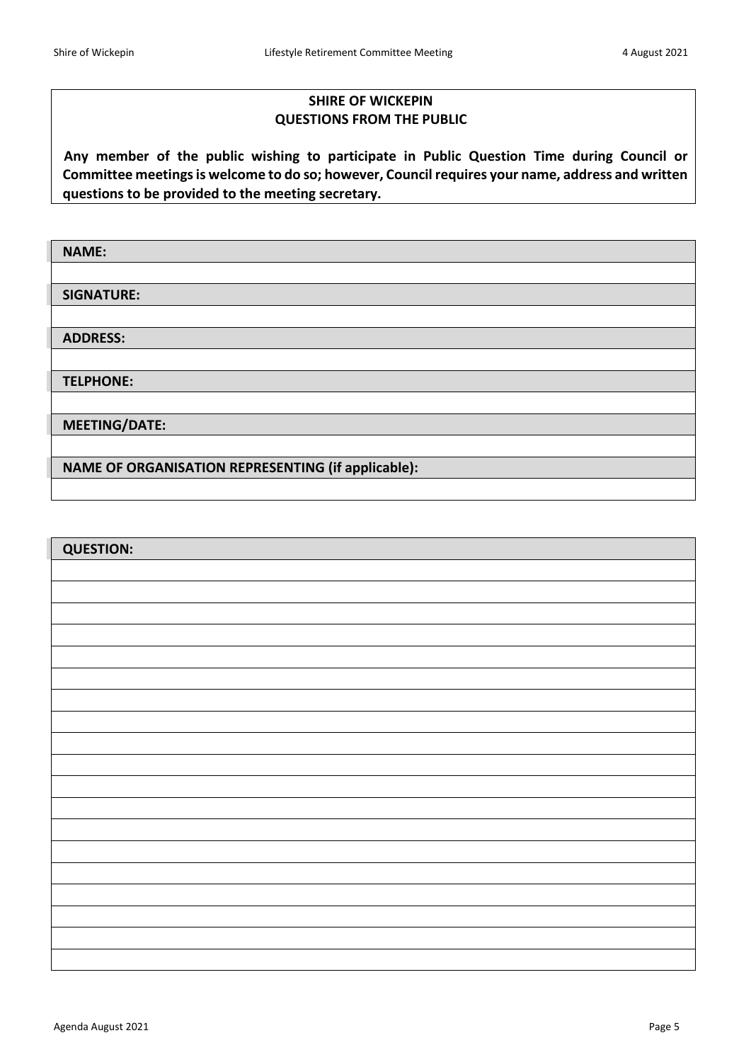**SHIRE OF WICKEPIN**
**QUESTIONS FROM THE PUBLIC**

**Any member of the public wishing to participate in Public Question Time during Council or Committee meetings is welcome to do so; however, Council requires your name, address and written questions to be provided to the meeting secretary.**

| **NAME:** |
|---|
| |
| **SIGNATURE:** |
| |
| **ADDRESS:** |
| |
| **TELPHONE:** |
| |
| **MEETING/DATE:** |
| |
| **NAME OF ORGANISATION REPRESENTING (if applicable):** |
| |

| **QUESTION:** |
|---|
| |
| |
| |
| |
| |
| |
| |
| |
| |
| |
| |
| |
| |
| |
| |
| |
| |
| |
| |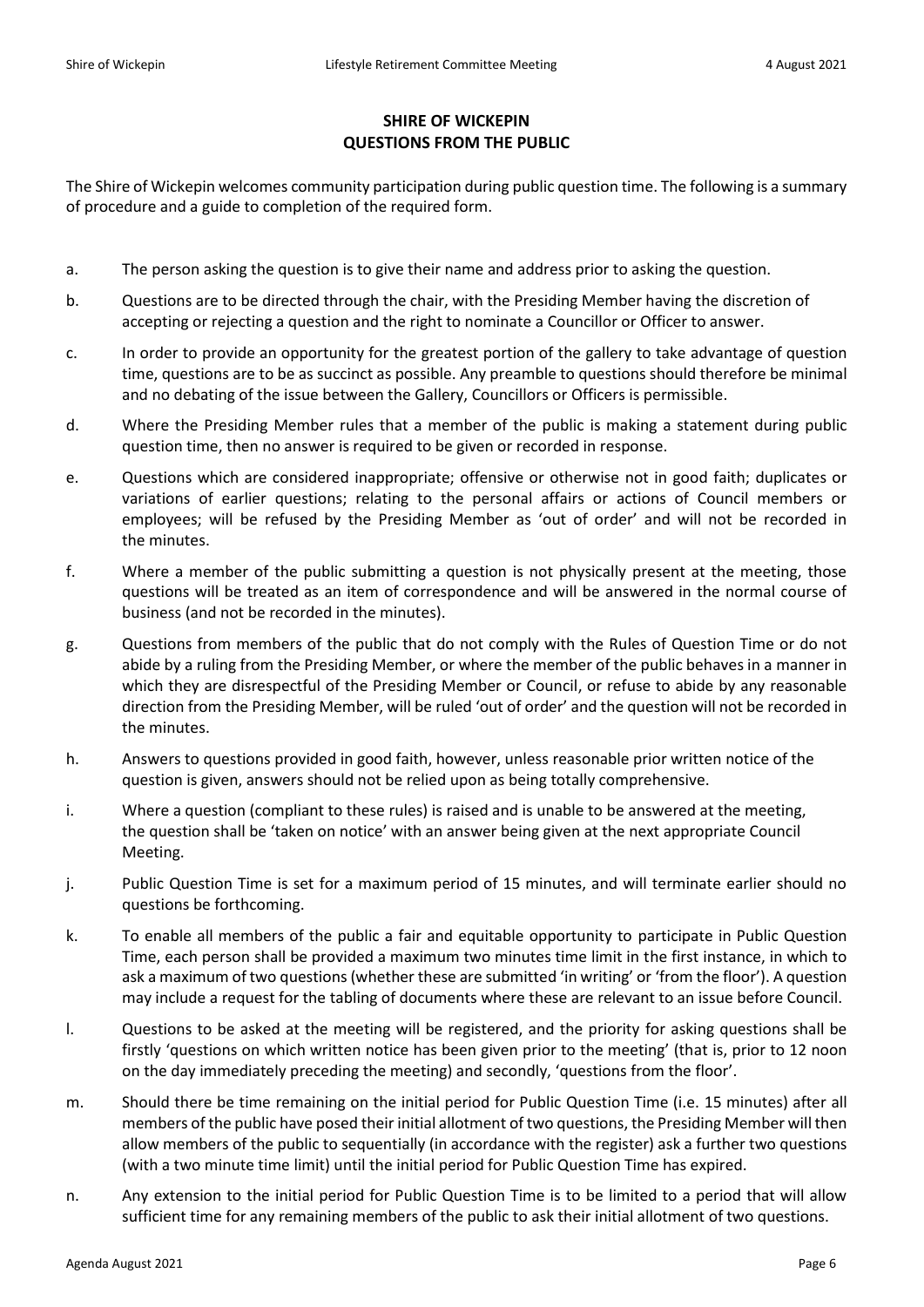## SHIRE OF WICKEPIN
## QUESTIONS FROM THE PUBLIC

The Shire of Wickepin welcomes community participation during public question time. The following is a summary of procedure and a guide to completion of the required form.

a. The person asking the question is to give their name and address prior to asking the question.

b. Questions are to be directed through the chair, with the Presiding Member having the discretion of accepting or rejecting a question and the right to nominate a Councillor or Officer to answer.

c. In order to provide an opportunity for the greatest portion of the gallery to take advantage of question time, questions are to be as succinct as possible. Any preamble to questions should therefore be minimal and no debating of the issue between the Gallery, Councillors or Officers is permissible.

d. Where the Presiding Member rules that a member of the public is making a statement during public question time, then no answer is required to be given or recorded in response.

e. Questions which are considered inappropriate; offensive or otherwise not in good faith; duplicates or variations of earlier questions; relating to the personal affairs or actions of Council members or employees; will be refused by the Presiding Member as 'out of order' and will not be recorded in the minutes.

f. Where a member of the public submitting a question is not physically present at the meeting, those questions will be treated as an item of correspondence and will be answered in the normal course of business (and not be recorded in the minutes).

g. Questions from members of the public that do not comply with the Rules of Question Time or do not abide by a ruling from the Presiding Member, or where the member of the public behaves in a manner in which they are disrespectful of the Presiding Member or Council, or refuse to abide by any reasonable direction from the Presiding Member, will be ruled 'out of order' and the question will not be recorded in the minutes.

h. Answers to questions provided in good faith, however, unless reasonable prior written notice of the question is given, answers should not be relied upon as being totally comprehensive.

i. Where a question (compliant to these rules) is raised and is unable to be answered at the meeting, the question shall be 'taken on notice' with an answer being given at the next appropriate Council Meeting.

j. Public Question Time is set for a maximum period of 15 minutes, and will terminate earlier should no questions be forthcoming.

k. To enable all members of the public a fair and equitable opportunity to participate in Public Question Time, each person shall be provided a maximum two minutes time limit in the first instance, in which to ask a maximum of two questions (whether these are submitted 'in writing' or 'from the floor'). A question may include a request for the tabling of documents where these are relevant to an issue before Council.

l. Questions to be asked at the meeting will be registered, and the priority for asking questions shall be firstly 'questions on which written notice has been given prior to the meeting' (that is, prior to 12 noon on the day immediately preceding the meeting) and secondly, 'questions from the floor'.

m. Should there be time remaining on the initial period for Public Question Time (i.e. 15 minutes) after all members of the public have posed their initial allotment of two questions, the Presiding Member will then allow members of the public to sequentially (in accordance with the register) ask a further two questions (with a two minute time limit) until the initial period for Public Question Time has expired.

n. Any extension to the initial period for Public Question Time is to be limited to a period that will allow sufficient time for any remaining members of the public to ask their initial allotment of two questions.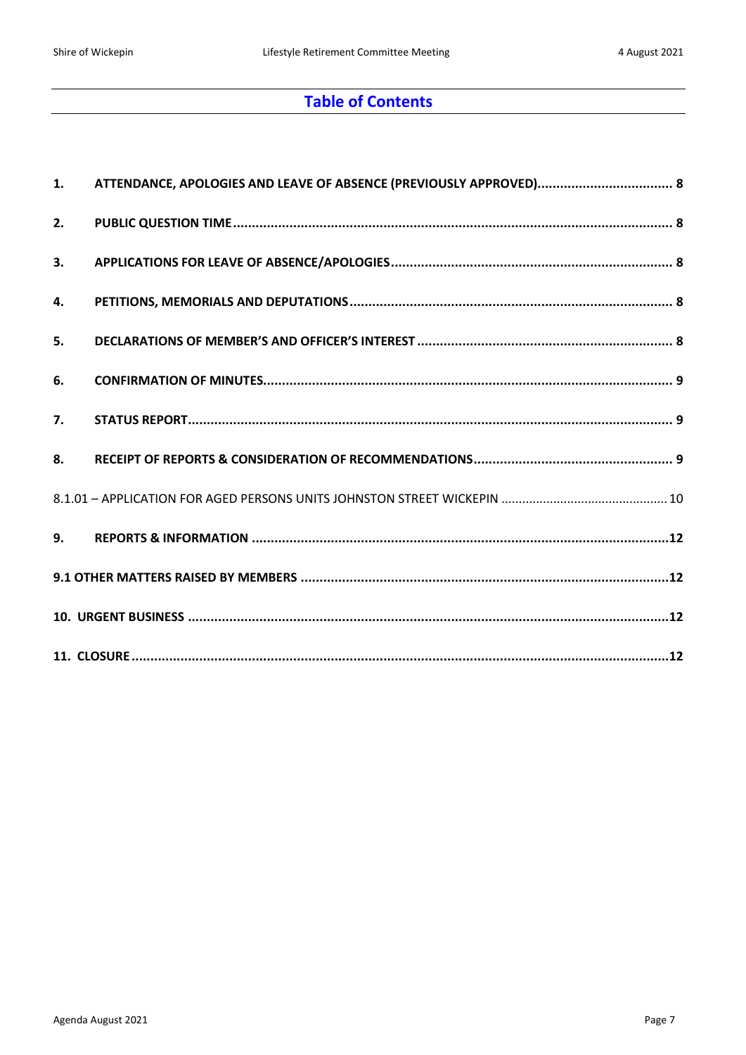# Table of Contents

**1. ATTENDANCE, APOLOGIES AND LEAVE OF ABSENCE (PREVIOUSLY APPROVED)....................................... 8**

**2. PUBLIC QUESTION TIME.......................................................................................................................... 8**

**3. APPLICATIONS FOR LEAVE OF ABSENCE/APOLOGIES.......................................................................... 8**

**4. PETITIONS, MEMORIALS AND DEPUTATIONS.......................................................................................... 8**

**5. DECLARATIONS OF MEMBER'S AND OFFICER'S INTEREST .................................................................... 8**

**6. CONFIRMATION OF MINUTES.................................................................................................................. 9**

**7. STATUS REPORT....................................................................................................................................... 9**

**8. RECEIPT OF REPORTS & CONSIDERATION OF RECOMMENDATIONS..................................................... 9**

8.1.01 – APPLICATION FOR AGED PERSONS UNITS JOHNSTON STREET WICKEPIN ............................................... 10

**9. REPORTS & INFORMATION ....................................................................................................................12**

**9.1 OTHER MATTERS RAISED BY MEMBERS ..................................................................................................12**

**10. URGENT BUSINESS ..................................................................................................................................12**

**11. CLOSURE ..................................................................................................................................................12**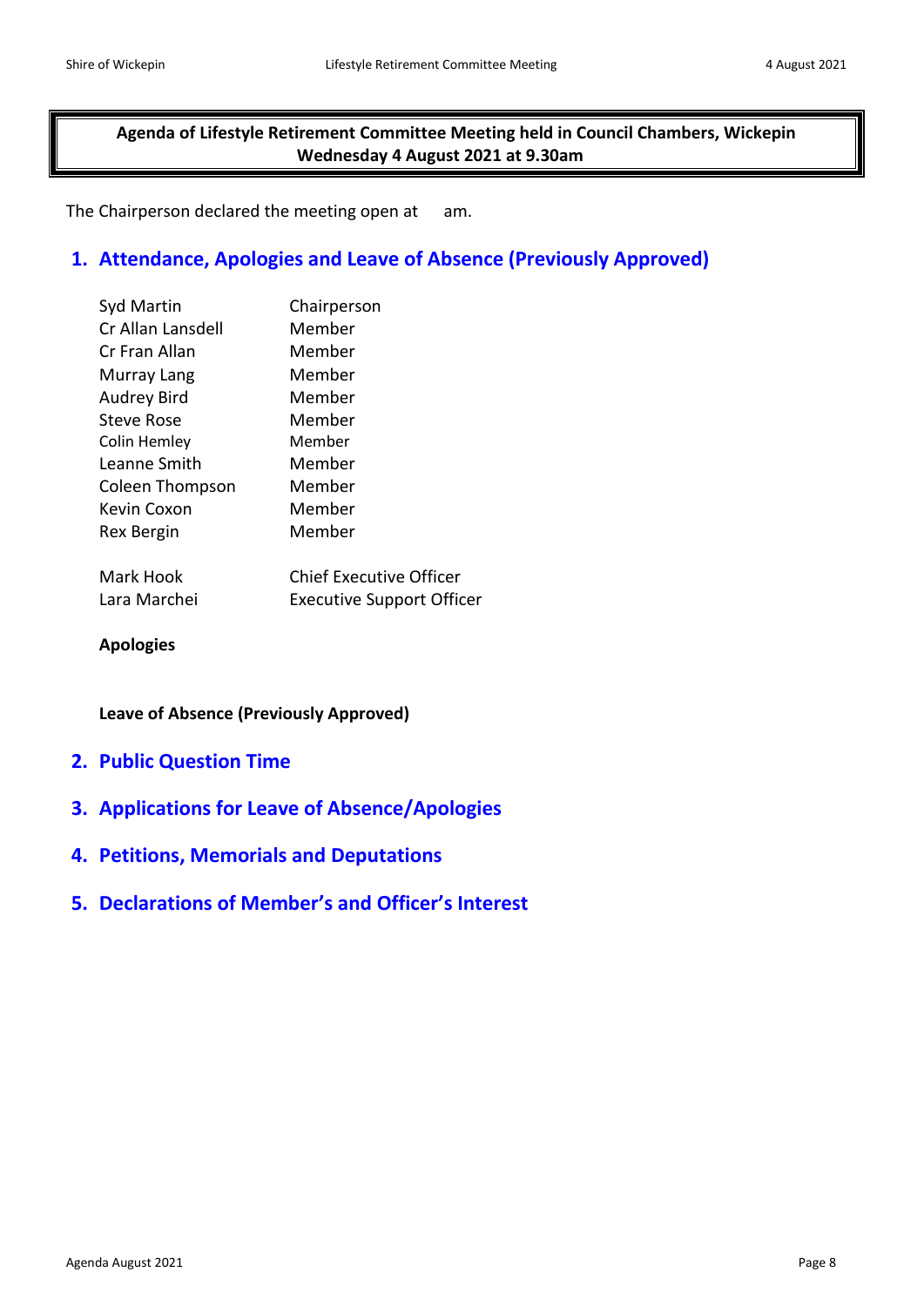**Agenda of Lifestyle Retirement Committee Meeting held in Council Chambers, Wickepin Wednesday 4 August 2021 at 9.30am**

The Chairperson declared the meeting open at      am.

## 1. Attendance, Apologies and Leave of Absence (Previously Approved)

| | |
|---|---|
| Syd Martin | Chairperson |
| Cr Allan Lansdell | Member |
| Cr Fran Allan | Member |
| Murray Lang | Member |
| Audrey Bird | Member |
| Steve Rose | Member |
| Colin Hemley | Member |
| Leanne Smith | Member |
| Coleen Thompson | Member |
| Kevin Coxon | Member |
| Rex Bergin | Member |
| | |
| Mark Hook | Chief Executive Officer |
| Lara Marchei | Executive Support Officer |

**Apologies**

**Leave of Absence (Previously Approved)**

## 2. Public Question Time

## 3. Applications for Leave of Absence/Apologies

## 4. Petitions, Memorials and Deputations

## 5. Declarations of Member's and Officer's Interest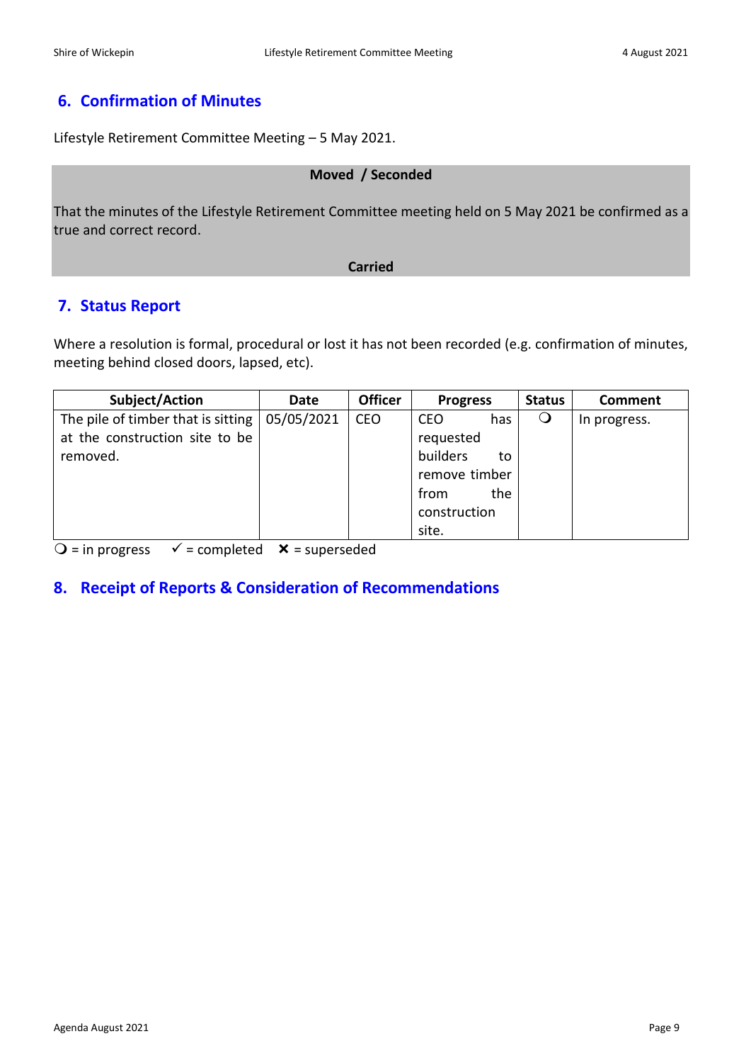## 6. Confirmation of Minutes

Lifestyle Retirement Committee Meeting – 5 May 2021.

**Moved / Seconded**

That the minutes of the Lifestyle Retirement Committee meeting held on 5 May 2021 be confirmed as a true and correct record.

**Carried**

## 7. Status Report

Where a resolution is formal, procedural or lost it has not been recorded (e.g. confirmation of minutes, meeting behind closed doors, lapsed, etc).

| Subject/Action | Date | Officer | Progress | Status | Comment |
|---|---|---|---|---|---|
| The pile of timber that is sitting at the construction site to be removed. | 05/05/2021 | CEO | CEO has requested builders to remove timber from the construction site. | ❍ | In progress. |

❍ = in progress ✓ = completed ✕ = superseded

## 8. Receipt of Reports & Consideration of Recommendations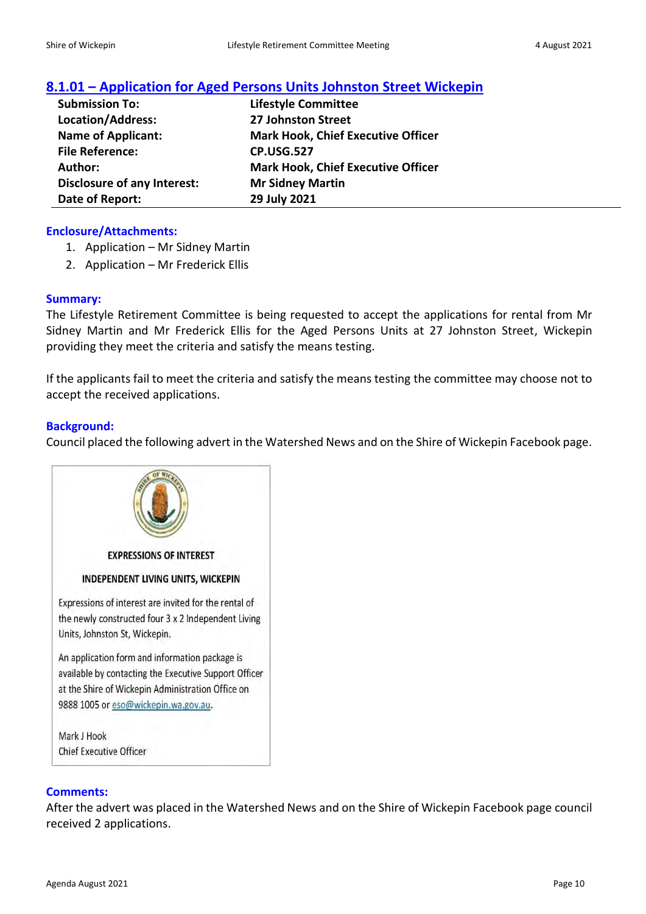## 8.1.01 – Application for Aged Persons Units Johnston Street Wickepin

| | |
|---|---|
| **Submission To:** | **Lifestyle Committee** |
| **Location/Address:** | **27 Johnston Street** |
| **Name of Applicant:** | **Mark Hook, Chief Executive Officer** |
| **File Reference:** | **CP.USG.527** |
| **Author:** | **Mark Hook, Chief Executive Officer** |
| **Disclosure of any Interest:** | **Mr Sidney Martin** |
| **Date of Report:** | **29 July 2021** |

### Enclosure/Attachments:

1. Application – Mr Sidney Martin
2. Application – Mr Frederick Ellis

### Summary:

The Lifestyle Retirement Committee is being requested to accept the applications for rental from Mr Sidney Martin and Mr Frederick Ellis for the Aged Persons Units at 27 Johnston Street, Wickepin providing they meet the criteria and satisfy the means testing.

If the applicants fail to meet the criteria and satisfy the means testing the committee may choose not to accept the received applications.

### Background:

Council placed the following advert in the Watershed News and on the Shire of Wickepin Facebook page.

> **EXPRESSIONS OF INTEREST**
>
> **INDEPENDENT LIVING UNITS, WICKEPIN**
>
> Expressions of interest are invited for the rental of the newly constructed four 3 x 2 Independent Living Units, Johnston St, Wickepin.
>
> An application form and information package is available by contacting the Executive Support Officer at the Shire of Wickepin Administration Office on 9888 1005 or eso@wickepin.wa.gov.au.
>
> Mark J Hook
> Chief Executive Officer

### Comments:

After the advert was placed in the Watershed News and on the Shire of Wickepin Facebook page council received 2 applications.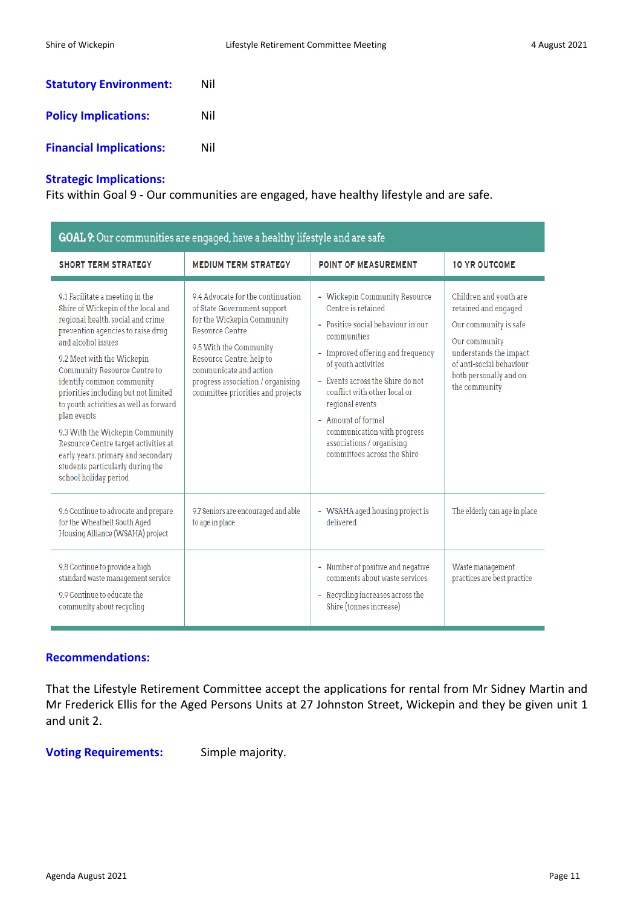**Statutory Environment:** Nil

**Policy Implications:** Nil

**Financial Implications:** Nil

**Strategic Implications:**

Fits within Goal 9 - Our communities are engaged, have healthy lifestyle and are safe.

| GOAL 9: Our communities are engaged, have a healthy lifestyle and are safe | | | |
|---|---|---|---|
| **SHORT TERM STRATEGY** | **MEDIUM TERM STRATEGY** | **POINT OF MEASUREMENT** | **10 YR OUTCOME** |
| 9.1 Facilitate a meeting in the Shire of Wickepin of the local and regional health, social and crime prevention agencies to raise drug and alcohol issues<br><br>9.2 Meet with the Wickepin Community Resource Centre to identify common community priorities including but not limited to youth activities as well as forward plan events<br><br>9.3 With the Wickepin Community Resource Centre target activities at early years, primary and secondary students particularly during the school holiday period | 9.4 Advocate for the continuation of State Government support for the Wickepin Community Resource Centre<br><br>9.5 With the Community Resource Centre, help to communicate and action progress association / organising committee priorities and projects | - Wickepin Community Resource Centre is retained<br>- Positive social behaviour in our communities<br>- Improved offering and frequency of youth activities<br>- Events across the Shire do not conflict with other local or regional events<br>- Amount of formal communication with progress associations / organising committees across the Shire | Children and youth are retained and engaged<br><br>Our community is safe<br><br>Our community understands the impact of anti-social behaviour both personally and on the community |
| 9.6 Continue to advocate and prepare for the Wheatbelt South Aged Housing Alliance (WSAHA) project | 9.7 Seniors are encouraged and able to age in place | - WSAHA aged housing project is delivered | The elderly can age in place |
| 9.8 Continue to provide a high standard waste management service<br><br>9.9 Continue to educate the community about recycling | | - Number of positive and negative comments about waste services<br>- Recycling increases across the Shire (tonnes increase) | Waste management practices are best practice |

**Recommendations:**

That the Lifestyle Retirement Committee accept the applications for rental from Mr Sidney Martin and Mr Frederick Ellis for the Aged Persons Units at 27 Johnston Street, Wickepin and they be given unit 1 and unit 2.

**Voting Requirements:** Simple majority.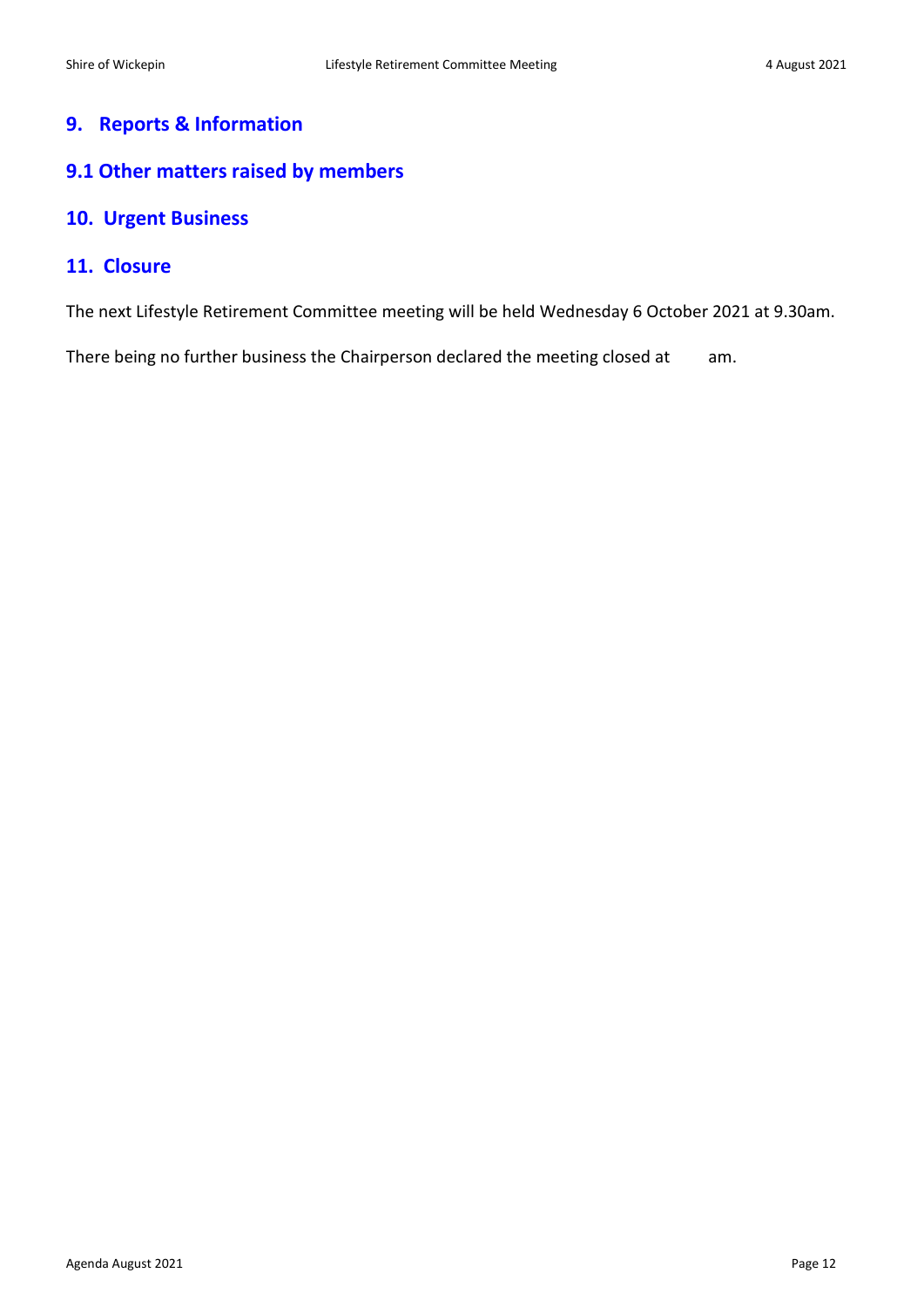# 9. Reports & Information

## 9.1 Other matters raised by members

# 10. Urgent Business

# 11. Closure

The next Lifestyle Retirement Committee meeting will be held Wednesday 6 October 2021 at 9.30am.

There being no further business the Chairperson declared the meeting closed at        am.